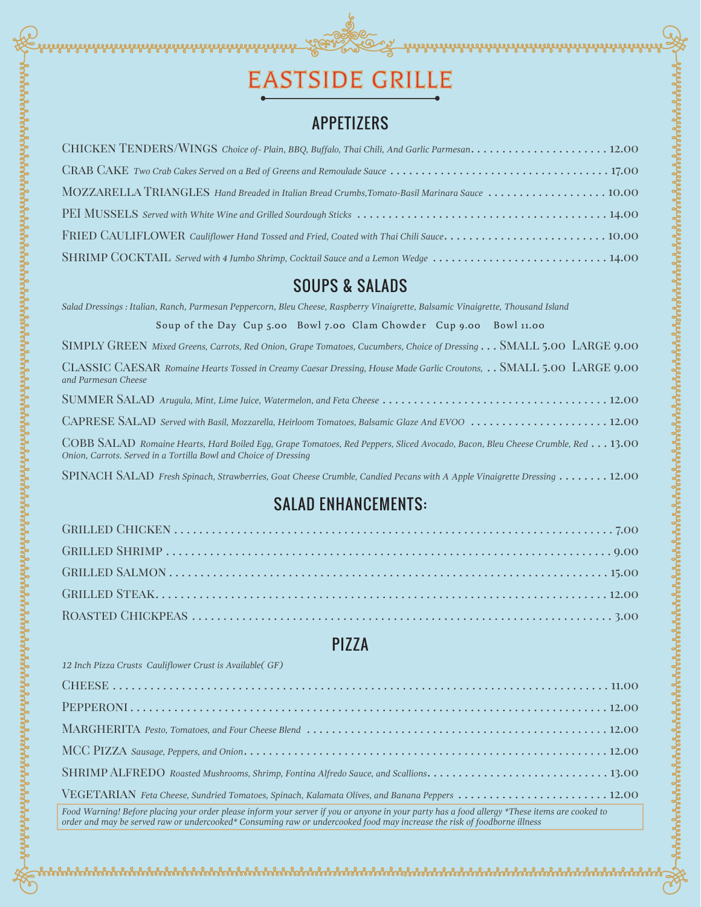# EASTSIDE GRILLE

## APPETIZERS

CHICKEN TENDERS/WINGS *Choice of- Plain, BBQ, Buffalo, Thai Chili, And Garlic Parmesan* . . . . . . . . 12.00

CRAB CAKE *Two Crab Cakes Served on a Bed of Greens and Remoulade Sauce* . . . . . . . . 17.00

MOZZARELLA TRIANGLES *Hand Breaded in Italian Bread Crumbs,Tomato-Basil Marinara Sauce* . . . . . . . . 10.00

PEI MUSSELS *Served with White Wine and Grilled Sourdough Sticks* . . . . . . . . 14.00

FRIED CAULIFLOWER *Cauliflower Hand Tossed and Fried, Coated with Thai Chili Sauce* . . . . . . . . 10.00

SHRIMP COCKTAIL *Served with 4 Jumbo Shrimp, Cocktail Sauce and a Lemon Wedge* . . . . . . . . 14.00

## SOUPS & SALADS

*Salad Dressings : Italian, Ranch, Parmesan Peppercorn, Bleu Cheese, Raspberry Vinaigrette, Balsamic Vinaigrette, Thousand Island*

Soup of the Day Cup 5.00 Bowl 7.00 Clam Chowder Cup 9.00 Bowl 11.00

SIMPLY GREEN *Mixed Greens, Carrots, Red Onion, Grape Tomatoes, Cucumbers, Choice of Dressing* . . . SMALL 5.00 LARGE 9.00

CLASSIC CAESAR *Romaine Hearts Tossed in Creamy Caesar Dressing, House Made Garlic Croutons, and Parmesan Cheese* . . SMALL 5.00 LARGE 9.00

SUMMER SALAD *Arugula, Mint, Lime Juice, Watermelon, and Feta Cheese* . . . . . . . . 12.00

CAPRESE SALAD *Served with Basil, Mozzarella, Heirloom Tomatoes, Balsamic Glaze And EVOO* . . . . . . . . 12.00

COBB SALAD *Romaine Hearts, Hard Boiled Egg, Grape Tomatoes, Red Peppers, Sliced Avocado, Bacon, Bleu Cheese Crumble, Red Onion, Carrots. Served in a Tortilla Bowl and Choice of Dressing* . . . 13.00

SPINACH SALAD *Fresh Spinach, Strawberries, Goat Cheese Crumble, Candied Pecans with A Apple Vinaigrette Dressing* . . . . . . . . 12.00

## SALAD ENHANCEMENTS:

GRILLED CHICKEN . . . . . . . . 7.00

GRILLED SHRIMP . . . . . . . . 9.00

GRILLED SALMON . . . . . . . . 15.00

GRILLED STEAK. . . . . . . . . 12.00

ROASTED CHICKPEAS . . . . . . . . 3.00

## PIZZA

*12 Inch Pizza Crusts Cauliflower Crust is Available( GF)*

CHEESE . . . . . . . . 11.00

PEPPERONI . . . . . . . . 12.00

MARGHERITA *Pesto, Tomatoes, and Four Cheese Blend* . . . . . . . . 12.00

MCC PIZZA *Sausage, Peppers, and Onion* . . . . . . . . 12.00

SHRIMP ALFREDO *Roasted Mushrooms, Shrimp, Fontina Alfredo Sauce, and Scallions* . . . . . . . . 13.00

VEGETARIAN *Feta Cheese, Sundried Tomatoes, Spinach, Kalamata Olives, and Banana Peppers* . . . . . . . . 12.00

*Food Warning! Before placing your order please inform your server if you or anyone in your party has a food allergy *These items are cooked to order and may be served raw or undercooked* Consuming raw or undercooked food may increase the risk of foodborne illness*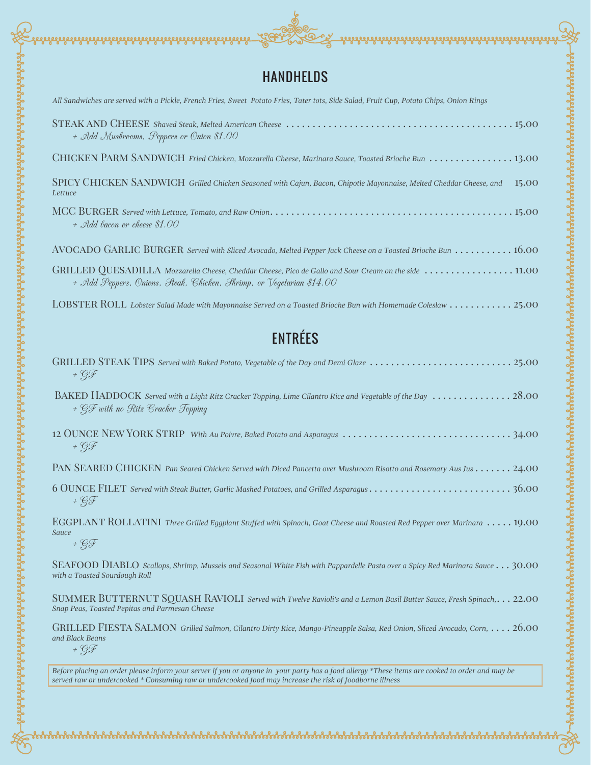## HANDHELDS

*All Sandwiches are served with a Pickle, French Fries, Sweet Potato Fries, Tater tots, Side Salad, Fruit Cup, Potato Chips, Onion Rings*

STEAK AND CHEESE *Shaved Steak, Melted American Cheese* . . . . . . . . . . . . . . . . . . . . . . . . . . . . . . . . . . . . . . . . . . . . . 15.00
*+ Add Mushrooms, Peppers or Onion $1.00*

CHICKEN PARM SANDWICH *Fried Chicken, Mozzarella Cheese, Marinara Sauce, Toasted Brioche Bun* . . . . . . . . . . . . . . . . 13.00

SPICY CHICKEN SANDWICH *Grilled Chicken Seasoned with Cajun, Bacon, Chipotle Mayonnaise, Melted Cheddar Cheese, and Lettuce* 15.00

MCC BURGER *Served with Lettuce, Tomato, and Raw Onion*. . . . . . . . . . . . . . . . . . . . . . . . . . . . . . . . . . . . . . . . . . . . . . 15.00
*+ Add bacon or cheese $1.00*

AVOCADO GARLIC BURGER *Served with Sliced Avocado, Melted Pepper Jack Cheese on a Toasted Brioche Bun* . . . . . . . . . . . 16.00

GRILLED QUESADILLA *Mozzarella Cheese, Cheddar Cheese, Pico de Gallo and Sour Cream on the side* . . . . . . . . . . . . . . . . . 11.00
*+ Add Peppers, Onions, Steak, Chicken, Shrimp, or Vegetarian $14.00*

LOBSTER ROLL *Lobster Salad Made with Mayonnaise Served on a Toasted Brioche Bun with Homemade Coleslaw* . . . . . . . . . . . . 25.00

## ENTRÉES

GRILLED STEAK TIPS *Served with Baked Potato, Vegetable of the Day and Demi Glaze* . . . . . . . . . . . . . . . . . . . . . . . . . . . 25.00
*+ GF*

BAKED HADDOCK *Served with a Light Ritz Cracker Topping, Lime Cilantro Rice and Vegetable of the Day* . . . . . . . . . . . . . . . 28.00
*+ GF with no Ritz Cracker Topping*

12 OUNCE NEW YORK STRIP *With Au Poivre, Baked Potato and Asparagus* . . . . . . . . . . . . . . . . . . . . . . . . . . . . . . . . 34.00
*+ GF*

PAN SEARED CHICKEN *Pan Seared Chicken Served with Diced Pancetta over Mushroom Risotto and Rosemary Aus Jus* . . . . . . . 24.00

6 OUNCE FILET *Served with Steak Butter, Garlic Mashed Potatoes, and Grilled Asparagus*. . . . . . . . . . . . . . . . . . . . . . . . . . . 36.00
*+ GF*

EGGPLANT ROLLATINI *Three Grilled Eggplant Stuffed with Spinach, Goat Cheese and Roasted Red Pepper over Marinara Sauce* . . . . . 19.00
*+ GF*

SEAFOOD DIABLO *Scallops, Shrimp, Mussels and Seasonal White Fish with Pappardelle Pasta over a Spicy Red Marinara Sauce with a Toasted Sourdough Roll* . . . 30.00

SUMMER BUTTERNUT SQUASH RAVIOLI *Served with Twelve Ravioli's and a Lemon Basil Butter Sauce, Fresh Spinach, Snap Peas, Toasted Pepitas and Parmesan Cheese* . . . 22.00

GRILLED FIESTA SALMON *Grilled Salmon, Cilantro Dirty Rice, Mango-Pineapple Salsa, Red Onion, Sliced Avocado, Corn, and Black Beans* . . . . 26.00
*+ GF*

*Before placing an order please inform your server if you or anyone in your party has a food allergy *These items are cooked to order and may be served raw or undercooked * Consuming raw or undercooked food may increase the risk of foodborne illness*